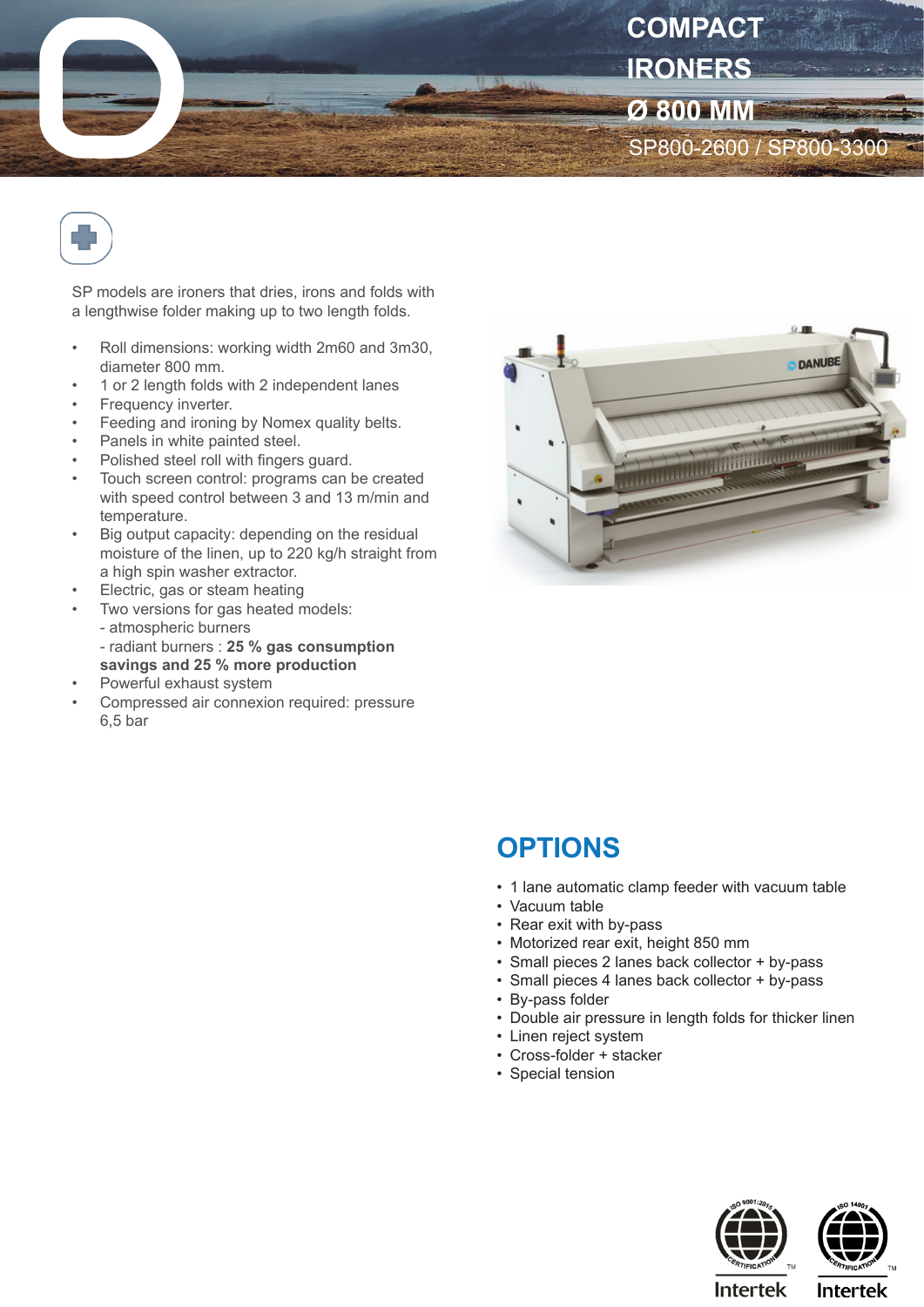# COMPACT IRONERS Ø 800 MM

SP800-2600 / SP800-3300

SP models are ironers that dries, irons and folds with a lengthwise folder making up to two length folds.

- Roll dimensions: working width 2m60 and 3m30, diameter 800 mm.
- 1 or 2 length folds with 2 independent lanes
- Frequency inverter.
- Feeding and ironing by Nomex quality belts.
- Panels in white painted steel.
- Polished steel roll with fingers guard.
- Touch screen control: programs can be created with speed control between 3 and 13 m/min and temperature.
- Big output capacity: depending on the residual moisture of the linen, up to 220 kg/h straight from a high spin washer extractor.
- Electric, gas or steam heating
- Two versions for gas heated models:
  - atmospheric burners
  - radiant burners : **25 % gas consumption savings and 25 % more production**
- Powerful exhaust system
- Compressed air connexion required: pressure 6,5 bar

## OPTIONS

- 1 lane automatic clamp feeder with vacuum table
- Vacuum table
- Rear exit with by-pass
- Motorized rear exit, height 850 mm
- Small pieces 2 lanes back collector + by-pass
- Small pieces 4 lanes back collector + by-pass
- By-pass folder
- Double air pressure in length folds for thicker linen
- Linen reject system
- Cross-folder + stacker
- Special tension

ISO 9001:2015 CERTIFICATION Intertek

ISO 14001 CERTIFICATION Intertek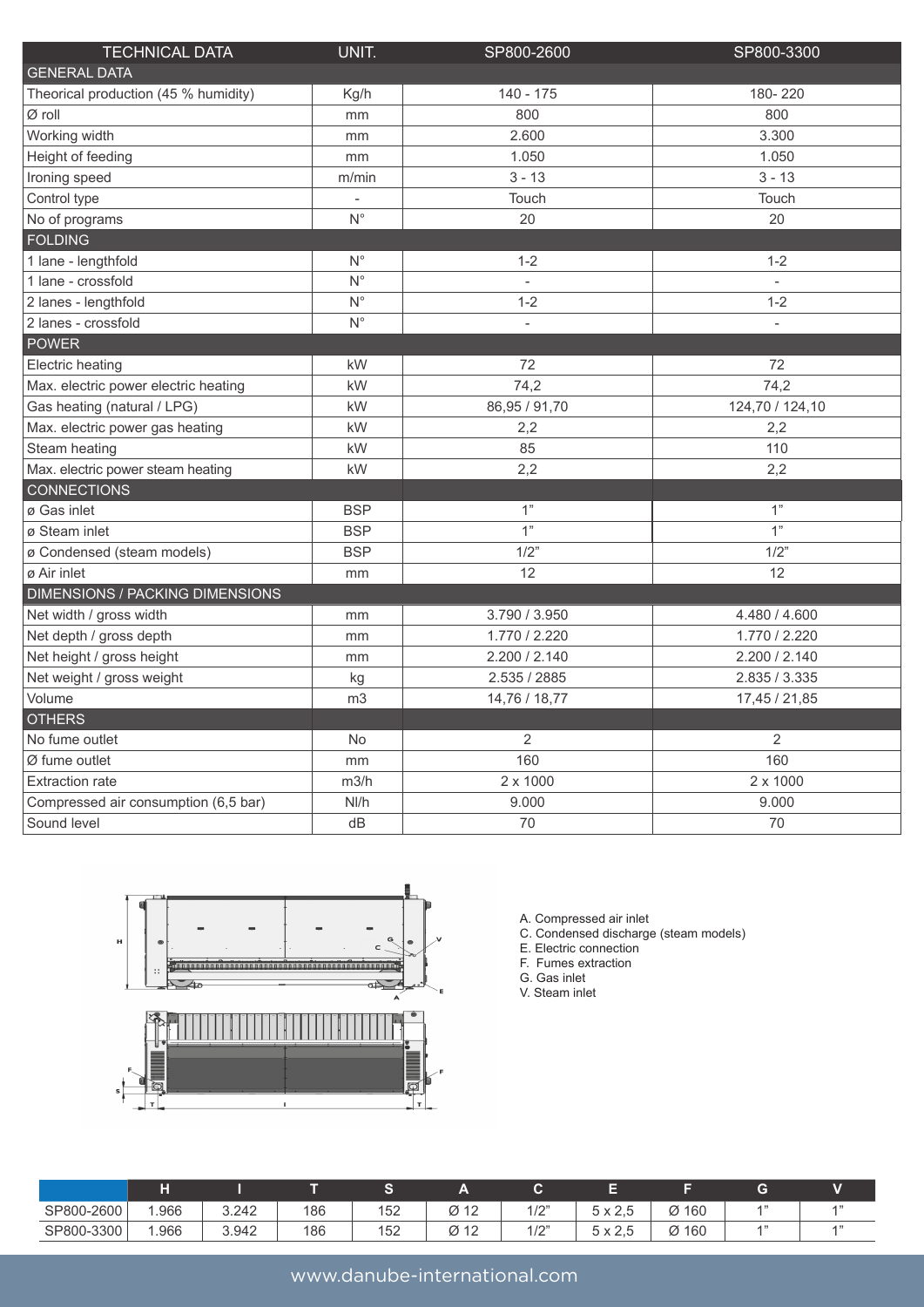| TECHNICAL DATA | UNIT. | SP800-2600 | SP800-3300 |
|---|---|---|---|
| GENERAL DATA | | | |
| Theorical production (45 % humidity) | Kg/h | 140 - 175 | 180- 220 |
| Ø roll | mm | 800 | 800 |
| Working width | mm | 2.600 | 3.300 |
| Height of feeding | mm | 1.050 | 1.050 |
| Ironing speed | m/min | 3 - 13 | 3 - 13 |
| Control type | - | Touch | Touch |
| No of programs | N° | 20 | 20 |
| FOLDING | | | |
| 1 lane - lengthfold | N° | 1-2 | 1-2 |
| 1 lane - crossfold | N° | - | - |
| 2 lanes - lengthfold | N° | 1-2 | 1-2 |
| 2 lanes - crossfold | N° | - | - |
| POWER | | | |
| Electric heating | kW | 72 | 72 |
| Max. electric power electric heating | kW | 74,2 | 74,2 |
| Gas heating (natural / LPG) | kW | 86,95 / 91,70 | 124,70 / 124,10 |
| Max. electric power gas heating | kW | 2,2 | 2,2 |
| Steam heating | kW | 85 | 110 |
| Max. electric power steam heating | kW | 2,2 | 2,2 |
| CONNECTIONS | | | |
| ø Gas inlet | BSP | 1” | 1” |
| ø Steam inlet | BSP | 1” | 1” |
| ø Condensed (steam models) | BSP | 1/2” | 1/2” |
| ø Air inlet | mm | 12 | 12 |
| DIMENSIONS / PACKING DIMENSIONS | | | |
| Net width / gross width | mm | 3.790 / 3.950 | 4.480 / 4.600 |
| Net depth / gross depth | mm | 1.770 / 2.220 | 1.770 / 2.220 |
| Net height / gross height | mm | 2.200 / 2.140 | 2.200 / 2.140 |
| Net weight / gross weight | kg | 2.535 / 2885 | 2.835 / 3.335 |
| Volume | m3 | 14,76 / 18,77 | 17,45 / 21,85 |
| OTHERS | | | |
| No fume outlet | No | 2 | 2 |
| Ø fume outlet | mm | 160 | 160 |
| Extraction rate | m3/h | 2 x 1000 | 2 x 1000 |
| Compressed air consumption (6,5 bar) | Nl/h | 9.000 | 9.000 |
| Sound level | dB | 70 | 70 |

A. Compressed air inlet
C. Condensed discharge (steam models)
E. Electric connection
F. Fumes extraction
G. Gas inlet
V. Steam inlet

| | H | I | T | S | A | C | E | F | G | V |
|---|---|---|---|---|---|---|---|---|---|---|
| SP800-2600 | 1.966 | 3.242 | 186 | 152 | Ø 12 | 1/2” | 5 x 2,5 | Ø 160 | 1” | 1” |
| SP800-3300 | 1.966 | 3.942 | 186 | 152 | Ø 12 | 1/2” | 5 x 2,5 | Ø 160 | 1” | 1” |

www.danube-international.com